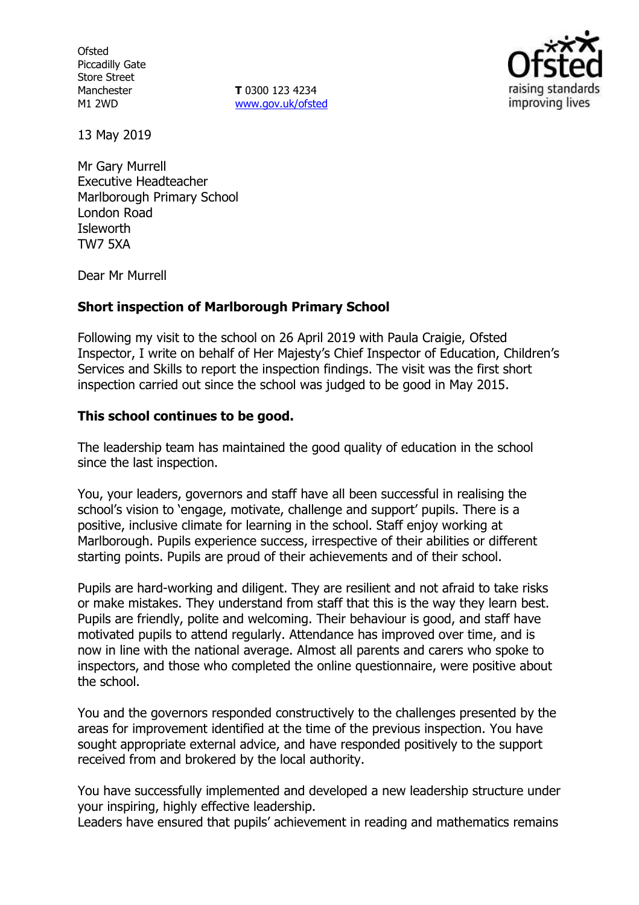Ofsted
Piccadilly Gate
Store Street
Manchester
M1 2WD

**T** 0300 123 4234
www.gov.uk/ofsted

13 May 2019

Mr Gary Murrell
Executive Headteacher
Marlborough Primary School
London Road
Isleworth
TW7 5XA

Dear Mr Murrell

**Short inspection of Marlborough Primary School**

Following my visit to the school on 26 April 2019 with Paula Craigie, Ofsted Inspector, I write on behalf of Her Majesty's Chief Inspector of Education, Children's Services and Skills to report the inspection findings. The visit was the first short inspection carried out since the school was judged to be good in May 2015.

**This school continues to be good.**

The leadership team has maintained the good quality of education in the school since the last inspection.

You, your leaders, governors and staff have all been successful in realising the school's vision to 'engage, motivate, challenge and support' pupils. There is a positive, inclusive climate for learning in the school. Staff enjoy working at Marlborough. Pupils experience success, irrespective of their abilities or different starting points. Pupils are proud of their achievements and of their school.

Pupils are hard-working and diligent. They are resilient and not afraid to take risks or make mistakes. They understand from staff that this is the way they learn best. Pupils are friendly, polite and welcoming. Their behaviour is good, and staff have motivated pupils to attend regularly. Attendance has improved over time, and is now in line with the national average. Almost all parents and carers who spoke to inspectors, and those who completed the online questionnaire, were positive about the school.

You and the governors responded constructively to the challenges presented by the areas for improvement identified at the time of the previous inspection. You have sought appropriate external advice, and have responded positively to the support received from and brokered by the local authority.

You have successfully implemented and developed a new leadership structure under your inspiring, highly effective leadership.
Leaders have ensured that pupils' achievement in reading and mathematics remains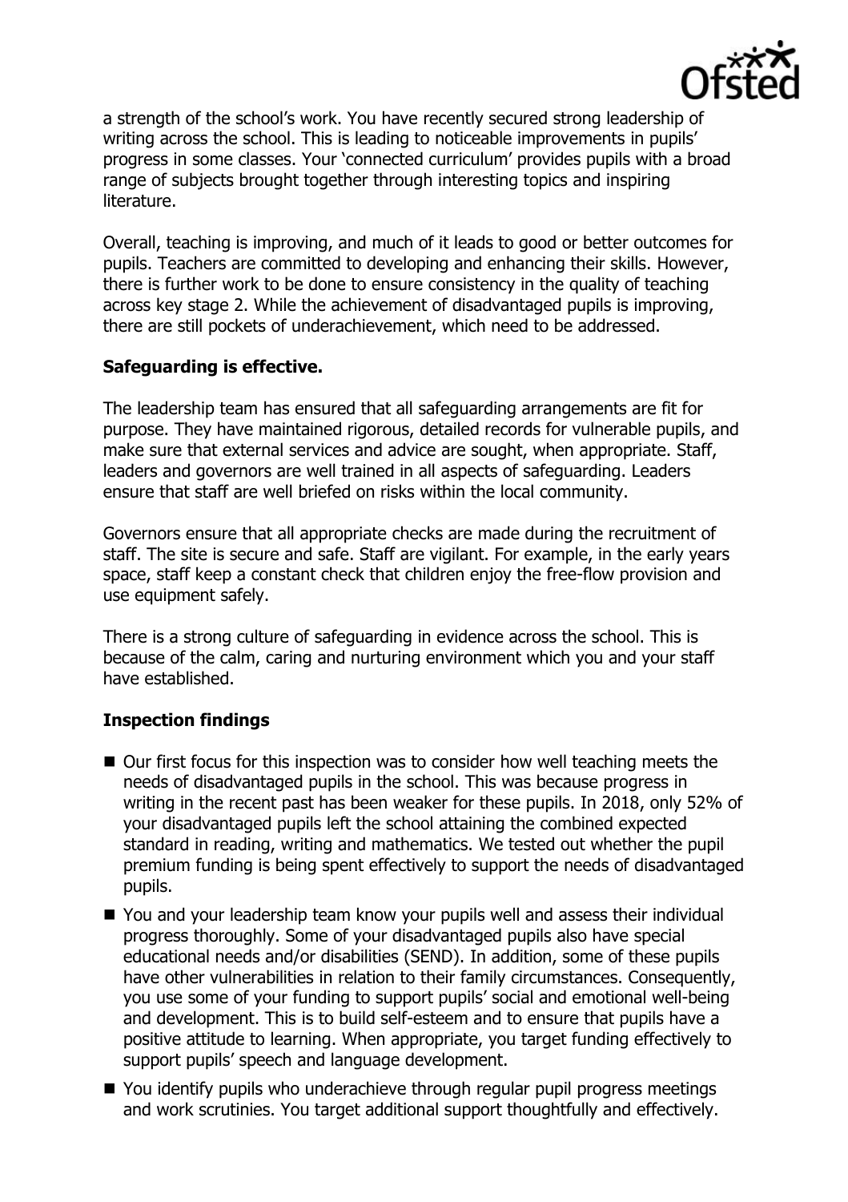a strength of the school's work. You have recently secured strong leadership of writing across the school. This is leading to noticeable improvements in pupils' progress in some classes. Your 'connected curriculum' provides pupils with a broad range of subjects brought together through interesting topics and inspiring literature.

Overall, teaching is improving, and much of it leads to good or better outcomes for pupils. Teachers are committed to developing and enhancing their skills. However, there is further work to be done to ensure consistency in the quality of teaching across key stage 2. While the achievement of disadvantaged pupils is improving, there are still pockets of underachievement, which need to be addressed.

## Safeguarding is effective.

The leadership team has ensured that all safeguarding arrangements are fit for purpose. They have maintained rigorous, detailed records for vulnerable pupils, and make sure that external services and advice are sought, when appropriate. Staff, leaders and governors are well trained in all aspects of safeguarding. Leaders ensure that staff are well briefed on risks within the local community.

Governors ensure that all appropriate checks are made during the recruitment of staff. The site is secure and safe. Staff are vigilant. For example, in the early years space, staff keep a constant check that children enjoy the free-flow provision and use equipment safely.

There is a strong culture of safeguarding in evidence across the school. This is because of the calm, caring and nurturing environment which you and your staff have established.

## Inspection findings

- Our first focus for this inspection was to consider how well teaching meets the needs of disadvantaged pupils in the school. This was because progress in writing in the recent past has been weaker for these pupils. In 2018, only 52% of your disadvantaged pupils left the school attaining the combined expected standard in reading, writing and mathematics. We tested out whether the pupil premium funding is being spent effectively to support the needs of disadvantaged pupils.
- You and your leadership team know your pupils well and assess their individual progress thoroughly. Some of your disadvantaged pupils also have special educational needs and/or disabilities (SEND). In addition, some of these pupils have other vulnerabilities in relation to their family circumstances. Consequently, you use some of your funding to support pupils' social and emotional well-being and development. This is to build self-esteem and to ensure that pupils have a positive attitude to learning. When appropriate, you target funding effectively to support pupils' speech and language development.
- You identify pupils who underachieve through regular pupil progress meetings and work scrutinies. You target additional support thoughtfully and effectively.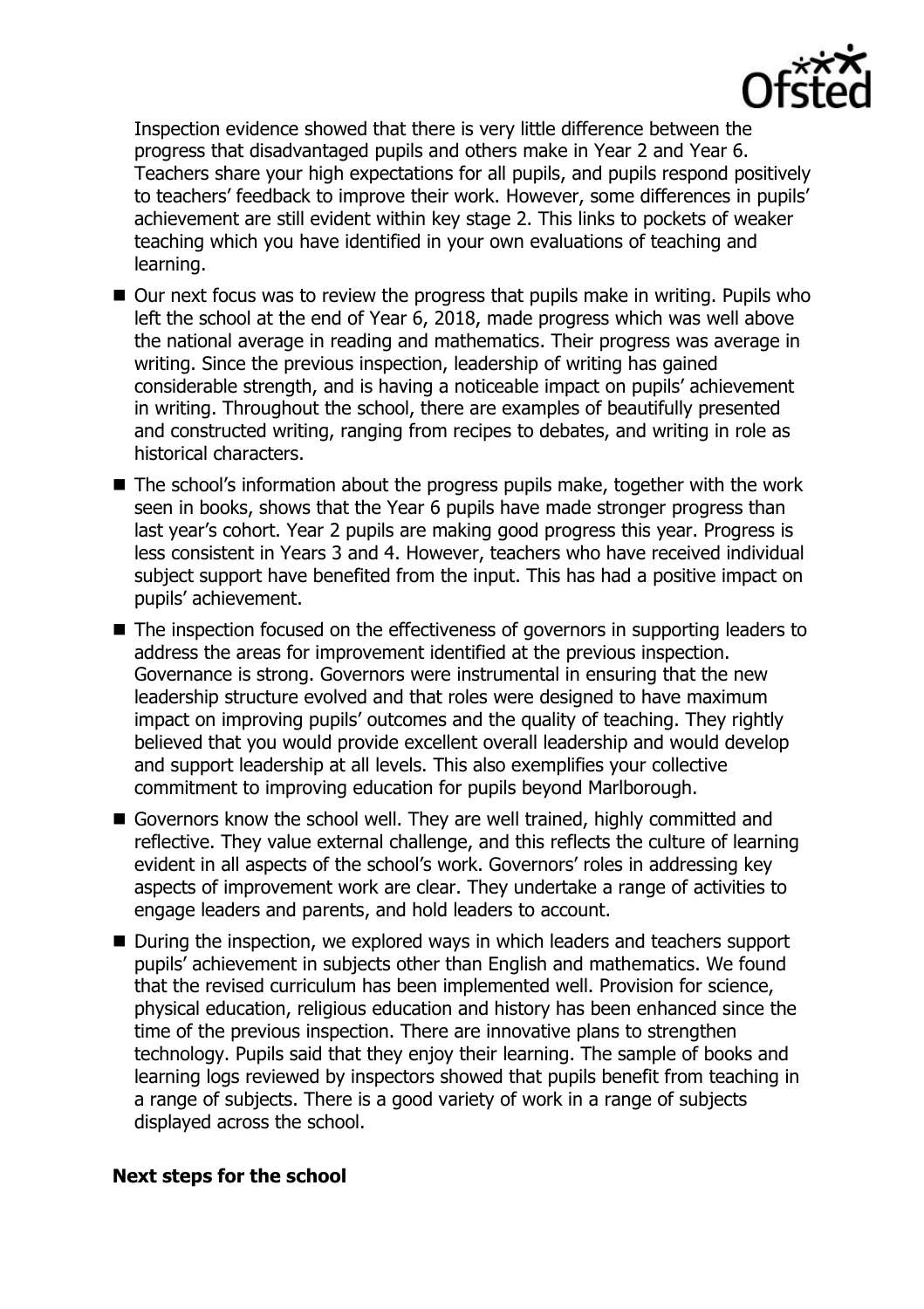Inspection evidence showed that there is very little difference between the progress that disadvantaged pupils and others make in Year 2 and Year 6. Teachers share your high expectations for all pupils, and pupils respond positively to teachers' feedback to improve their work. However, some differences in pupils' achievement are still evident within key stage 2. This links to pockets of weaker teaching which you have identified in your own evaluations of teaching and learning.

- Our next focus was to review the progress that pupils make in writing. Pupils who left the school at the end of Year 6, 2018, made progress which was well above the national average in reading and mathematics. Their progress was average in writing. Since the previous inspection, leadership of writing has gained considerable strength, and is having a noticeable impact on pupils' achievement in writing. Throughout the school, there are examples of beautifully presented and constructed writing, ranging from recipes to debates, and writing in role as historical characters.
- The school's information about the progress pupils make, together with the work seen in books, shows that the Year 6 pupils have made stronger progress than last year's cohort. Year 2 pupils are making good progress this year. Progress is less consistent in Years 3 and 4. However, teachers who have received individual subject support have benefited from the input. This has had a positive impact on pupils' achievement.
- The inspection focused on the effectiveness of governors in supporting leaders to address the areas for improvement identified at the previous inspection. Governance is strong. Governors were instrumental in ensuring that the new leadership structure evolved and that roles were designed to have maximum impact on improving pupils' outcomes and the quality of teaching. They rightly believed that you would provide excellent overall leadership and would develop and support leadership at all levels. This also exemplifies your collective commitment to improving education for pupils beyond Marlborough.
- Governors know the school well. They are well trained, highly committed and reflective. They value external challenge, and this reflects the culture of learning evident in all aspects of the school's work. Governors' roles in addressing key aspects of improvement work are clear. They undertake a range of activities to engage leaders and parents, and hold leaders to account.
- During the inspection, we explored ways in which leaders and teachers support pupils' achievement in subjects other than English and mathematics. We found that the revised curriculum has been implemented well. Provision for science, physical education, religious education and history has been enhanced since the time of the previous inspection. There are innovative plans to strengthen technology. Pupils said that they enjoy their learning. The sample of books and learning logs reviewed by inspectors showed that pupils benefit from teaching in a range of subjects. There is a good variety of work in a range of subjects displayed across the school.

## Next steps for the school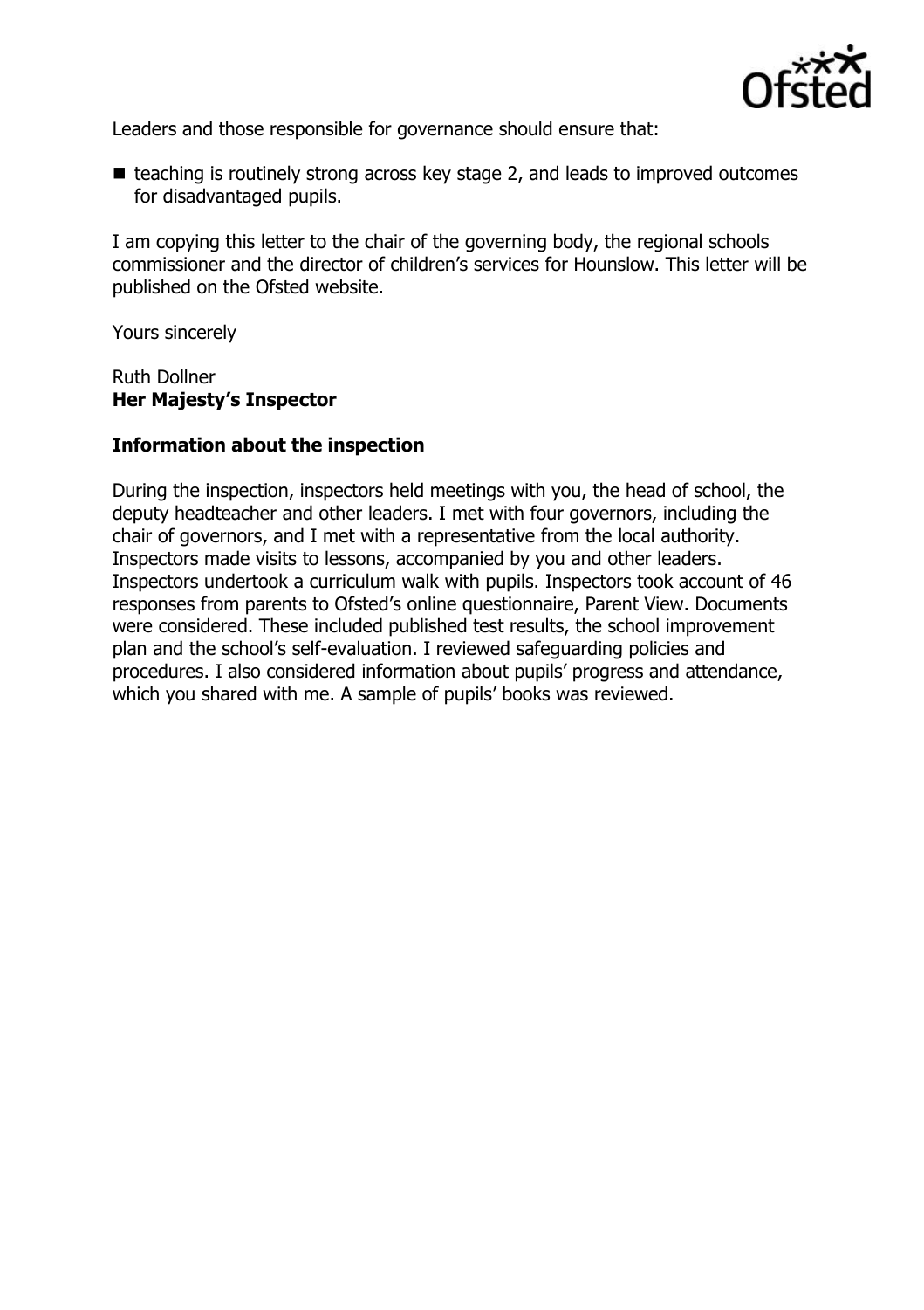Leaders and those responsible for governance should ensure that:

- teaching is routinely strong across key stage 2, and leads to improved outcomes for disadvantaged pupils.

I am copying this letter to the chair of the governing body, the regional schools commissioner and the director of children's services for Hounslow. This letter will be published on the Ofsted website.

Yours sincerely

Ruth Dollner
**Her Majesty's Inspector**

### Information about the inspection

During the inspection, inspectors held meetings with you, the head of school, the deputy headteacher and other leaders. I met with four governors, including the chair of governors, and I met with a representative from the local authority. Inspectors made visits to lessons, accompanied by you and other leaders. Inspectors undertook a curriculum walk with pupils. Inspectors took account of 46 responses from parents to Ofsted's online questionnaire, Parent View. Documents were considered. These included published test results, the school improvement plan and the school's self-evaluation. I reviewed safeguarding policies and procedures. I also considered information about pupils' progress and attendance, which you shared with me. A sample of pupils' books was reviewed.